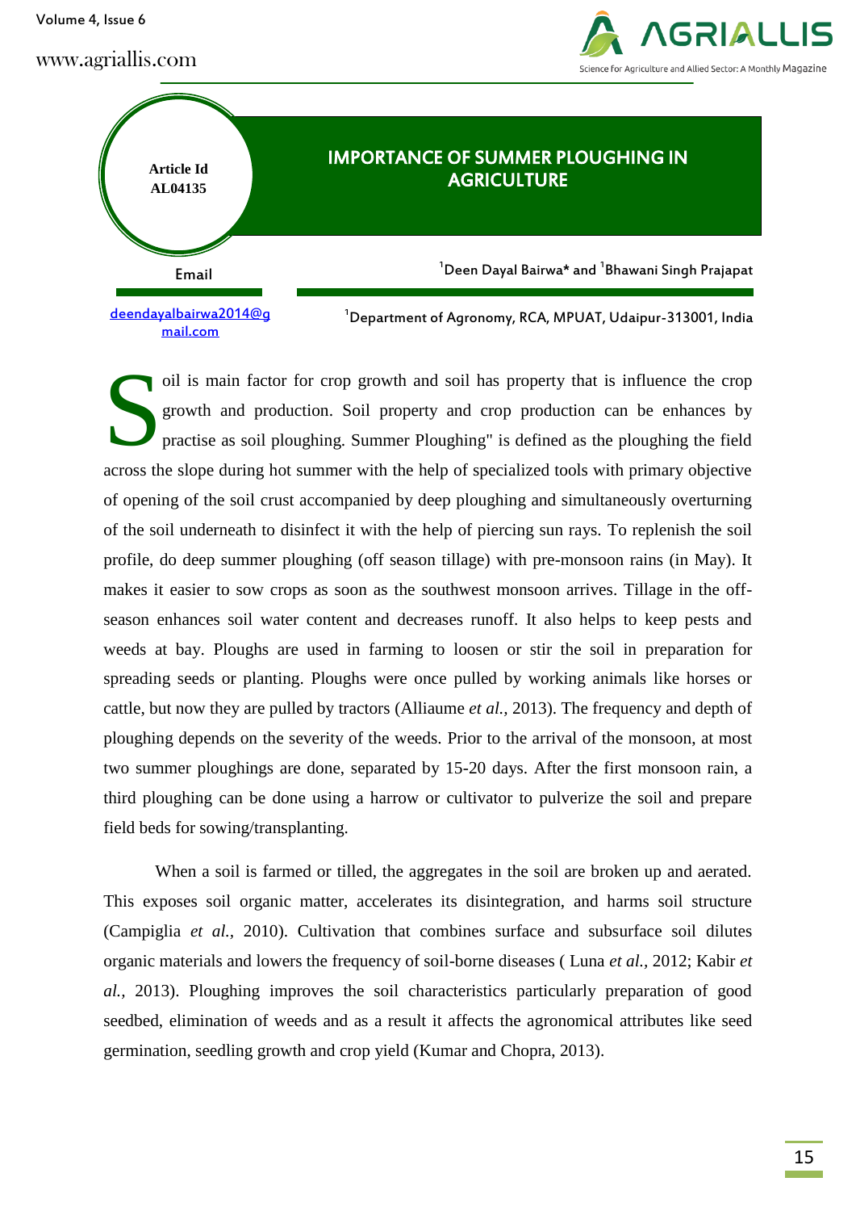# IMPORTANCE OF SUMMER PLOUGHING IN AGRICULTURE

**Article Id**
**AL04135**

**Email**
deendayalbairwa2014@gmail.com

[1]Deen Dayal Bairwa* and [1]Bhawani Singh Prajapat

[1]Department of Agronomy, RCA, MPUAT, Udaipur-313001, India

Soil is main factor for crop growth and soil has property that is influence the crop growth and production. Soil property and crop production can be enhances by practise as soil ploughing. Summer Ploughing" is defined as the ploughing the field across the slope during hot summer with the help of specialized tools with primary objective of opening of the soil crust accompanied by deep ploughing and simultaneously overturning of the soil underneath to disinfect it with the help of piercing sun rays. To replenish the soil profile, do deep summer ploughing (off season tillage) with pre-monsoon rains (in May). It makes it easier to sow crops as soon as the southwest monsoon arrives. Tillage in the off-season enhances soil water content and decreases runoff. It also helps to keep pests and weeds at bay. Ploughs are used in farming to loosen or stir the soil in preparation for spreading seeds or planting. Ploughs were once pulled by working animals like horses or cattle, but now they are pulled by tractors (Alliaume *et al.,* 2013). The frequency and depth of ploughing depends on the severity of the weeds. Prior to the arrival of the monsoon, at most two summer ploughings are done, separated by 15-20 days. After the first monsoon rain, a third ploughing can be done using a harrow or cultivator to pulverize the soil and prepare field beds for sowing/transplanting.

When a soil is farmed or tilled, the aggregates in the soil are broken up and aerated. This exposes soil organic matter, accelerates its disintegration, and harms soil structure (Campiglia *et al.,* 2010). Cultivation that combines surface and subsurface soil dilutes organic materials and lowers the frequency of soil-borne diseases ( Luna *et al.,* 2012; Kabir *et al.,* 2013). Ploughing improves the soil characteristics particularly preparation of good seedbed, elimination of weeds and as a result it affects the agronomical attributes like seed germination, seedling growth and crop yield (Kumar and Chopra, 2013).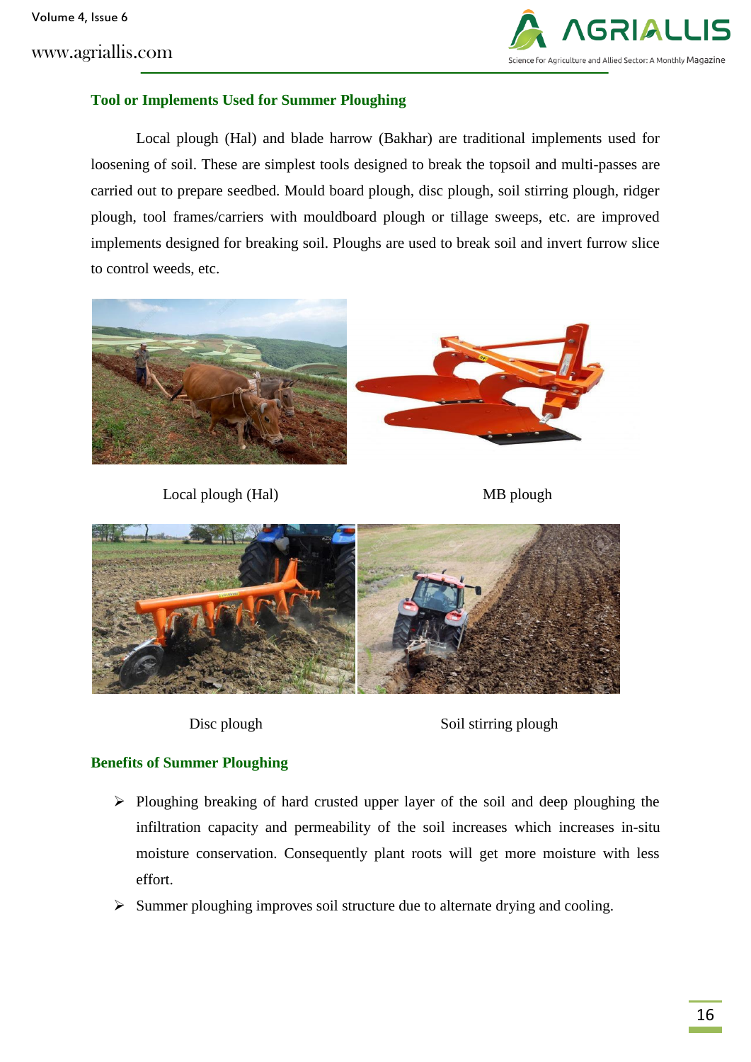## Tool or Implements Used for Summer Ploughing

Local plough (Hal) and blade harrow (Bakhar) are traditional implements used for loosening of soil. These are simplest tools designed to break the topsoil and multi-passes are carried out to prepare seedbed. Mould board plough, disc plough, soil stirring plough, ridger plough, tool frames/carriers with mouldboard plough or tillage sweeps, etc. are improved implements designed for breaking soil. Ploughs are used to break soil and invert furrow slice to control weeds, etc.

Local plough (Hal)

MB plough

Disc plough

Soil stirring plough

## Benefits of Summer Ploughing

- Ploughing breaking of hard crusted upper layer of the soil and deep ploughing the infiltration capacity and permeability of the soil increases which increases in-situ moisture conservation. Consequently plant roots will get more moisture with less effort.
- Summer ploughing improves soil structure due to alternate drying and cooling.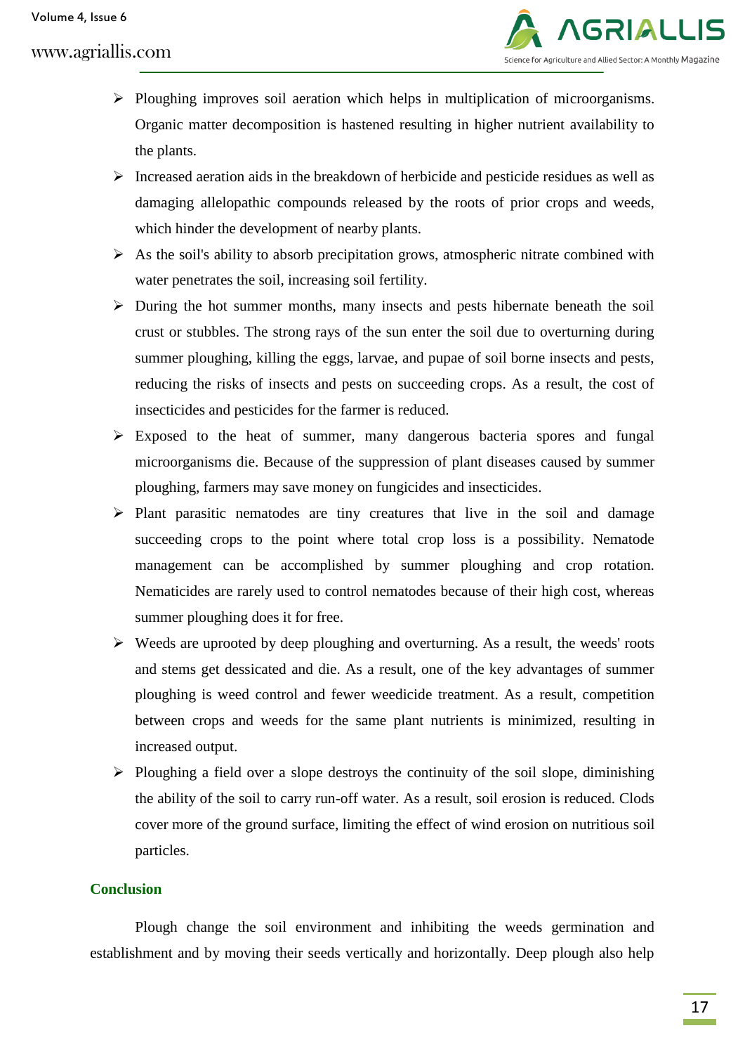- Ploughing improves soil aeration which helps in multiplication of microorganisms. Organic matter decomposition is hastened resulting in higher nutrient availability to the plants.
- Increased aeration aids in the breakdown of herbicide and pesticide residues as well as damaging allelopathic compounds released by the roots of prior crops and weeds, which hinder the development of nearby plants.
- As the soil's ability to absorb precipitation grows, atmospheric nitrate combined with water penetrates the soil, increasing soil fertility.
- During the hot summer months, many insects and pests hibernate beneath the soil crust or stubbles. The strong rays of the sun enter the soil due to overturning during summer ploughing, killing the eggs, larvae, and pupae of soil borne insects and pests, reducing the risks of insects and pests on succeeding crops. As a result, the cost of insecticides and pesticides for the farmer is reduced.
- Exposed to the heat of summer, many dangerous bacteria spores and fungal microorganisms die. Because of the suppression of plant diseases caused by summer ploughing, farmers may save money on fungicides and insecticides.
- Plant parasitic nematodes are tiny creatures that live in the soil and damage succeeding crops to the point where total crop loss is a possibility. Nematode management can be accomplished by summer ploughing and crop rotation. Nematicides are rarely used to control nematodes because of their high cost, whereas summer ploughing does it for free.
- Weeds are uprooted by deep ploughing and overturning. As a result, the weeds' roots and stems get dessicated and die. As a result, one of the key advantages of summer ploughing is weed control and fewer weedicide treatment. As a result, competition between crops and weeds for the same plant nutrients is minimized, resulting in increased output.
- Ploughing a field over a slope destroys the continuity of the soil slope, diminishing the ability of the soil to carry run-off water. As a result, soil erosion is reduced. Clods cover more of the ground surface, limiting the effect of wind erosion on nutritious soil particles.

## Conclusion

Plough change the soil environment and inhibiting the weeds germination and establishment and by moving their seeds vertically and horizontally. Deep plough also help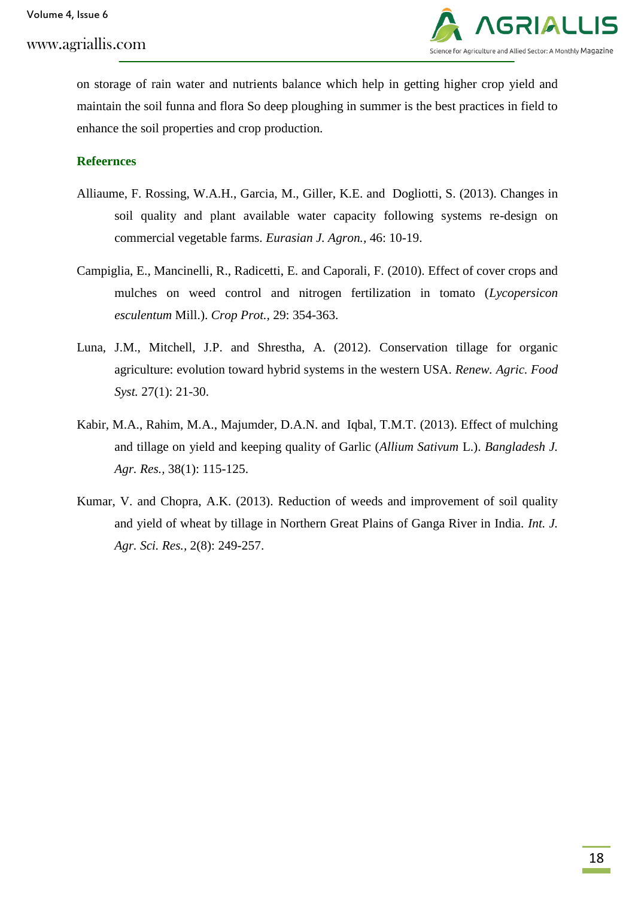on storage of rain water and nutrients balance which help in getting higher crop yield and maintain the soil funna and flora So deep ploughing in summer is the best practices in field to enhance the soil properties and crop production.

## Refeernces

Alliaume, F. Rossing, W.A.H., Garcia, M., Giller, K.E. and Dogliotti, S. (2013). Changes in soil quality and plant available water capacity following systems re-design on commercial vegetable farms. *Eurasian J. Agron.*, 46: 10-19.

Campiglia, E., Mancinelli, R., Radicetti, E. and Caporali, F. (2010). Effect of cover crops and mulches on weed control and nitrogen fertilization in tomato (*Lycopersicon esculentum* Mill.). *Crop Prot.*, 29: 354-363.

Luna, J.M., Mitchell, J.P. and Shrestha, A. (2012). Conservation tillage for organic agriculture: evolution toward hybrid systems in the western USA. *Renew. Agric. Food Syst.* 27(1): 21-30.

Kabir, M.A., Rahim, M.A., Majumder, D.A.N. and Iqbal, T.M.T. (2013). Effect of mulching and tillage on yield and keeping quality of Garlic (*Allium Sativum* L.). *Bangladesh J. Agr. Res.*, 38(1): 115-125.

Kumar, V. and Chopra, A.K. (2013). Reduction of weeds and improvement of soil quality and yield of wheat by tillage in Northern Great Plains of Ganga River in India. *Int. J. Agr. Sci. Res.*, 2(8): 249-257.